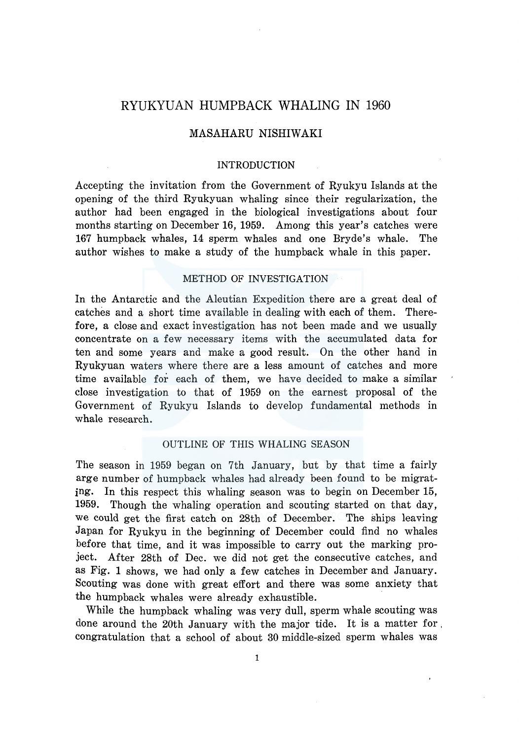# RYUKYUAN HUMPBACK WHALING IN 1960

MASAHARU NISHIWAKI

## INTRODUCTION

Accepting the invitation from the Government of Ryukyu Islands at the opening of the third Ryukyuan whaling since their regularization, the author had been engaged in the biological investigations about four months starting on December 16, 1959. Among this year's catches were 167 humpback whales, 14 sperm whales and one Bryde's whale. The author wishes to make a study of the humpback whale in this paper.

## METHOD OF INVESTIGATION

In the Antarctic and the Aleutian Expedition there are a great deal of catches and a short time available in dealing with each of them. Therefore, a close and exact investigation has not been made and we usually concentrate on a few necessary items with the accumulated data for ten and some years and make a good result. On the other hand in Ryukyuan waters where there are a less amount of catches and more time available for each of them, we have decided to make a similar close investigation to that of 1959 on the earnest proposal of the Government of Ryukyu Islands to develop fundamental methods in whale research.

## OUTLINE OF THIS WHALING SEASON

The season in 1959 began on 7th January, but by that time a fairly arge number of humpback whales had already been found to be migrating. In this respect this whaling season was to begin on December 15, 1959. Though the whaling operation and scouting started on that day, we could get the first catch on 28th of December. The ships leaving Japan for Ryukyu in the beginning of December could find no whales before that time, and it was impossible to carry out the marking project. After 28th of Dec. we did not get the consecutive catches, and as Fig. 1 shows, we had only a few catches in December and January. Scouting was done with great effort and there was some anxiety that the humpback whales were already exhaustible.

While the humpback whaling was very dull, sperm whale scouting was done around the 20th January with the major tide. It is a matter for congratulation that a school of about 30 middle-sized sperm whales was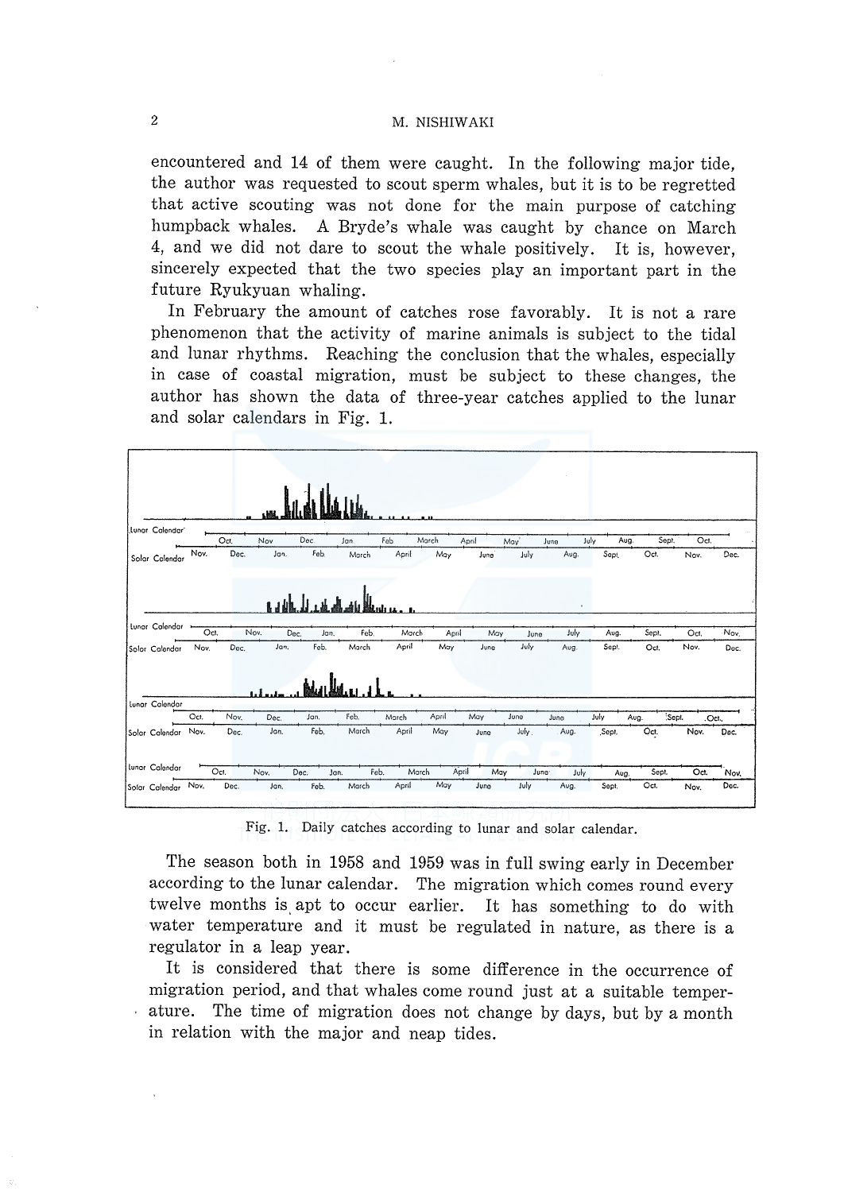encountered and 14 of them were caught. In the following major tide, the author was requested to scout sperm whales, but it is to be regretted that active scouting was not done for the main purpose of catching humpback whales. A Bryde's whale was caught by chance on March 4, and we did not dare to scout the whale positively. It is, however, sincerely expected that the two species play an important part in the future Ryukyuan whaling.

In February the amount of catches rose favorably. It is not a rare phenomenon that the activity of marine animals is subject to the tidal and lunar rhythms. Reaching the conclusion that the whales, especially in case of coastal migration, must be subject to these changes, the author has shown the data of three-year catches applied to the lunar and solar calendars in Fig. 1.

Lunar Calendar Oct. Nov. Dec. Jan. Feb. March April May June July Aug. Sept. Oct.
Solar Calendar Nov. Dec. Jan. Feb. March April May June July Aug. Sept. Oct. Nov. Dec.

Lunar Calendar Oct. Nov. Dec. Jan. Feb. March April May June July Aug. Sept. Oct. Nov.
Solar Calendar Nov. Dec. Jan. Feb. March April May June July Aug. Sept. Oct. Nov. Dec.

Lunar Calendar Oct. Nov. Dec. Jan. Feb. March April May June June July Aug. Sept. Oct.
Solar Calendar Nov. Dec. Jan. Feb. March April May June July. Aug. Sept. Oct. Nov. Dec.

Lunar Calendar Oct. Nov. Dec. Jan. Feb. March April May June July Aug. Sept. Oct. Nov.
Solar Calendar Nov. Dec. Jan. Feb. March April May June July Aug. Sept. Oct. Nov. Dec.

Fig. 1. Daily catches according to lunar and solar calendar.

The season both in 1958 and 1959 was in full swing early in December according to the lunar calendar. The migration which comes round every twelve months is apt to occur earlier. It has something to do with water temperature and it must be regulated in nature, as there is a regulator in a leap year.

It is considered that there is some difference in the occurrence of migration period, and that whales come round just at a suitable temperature. The time of migration does not change by days, but by a month in relation with the major and neap tides.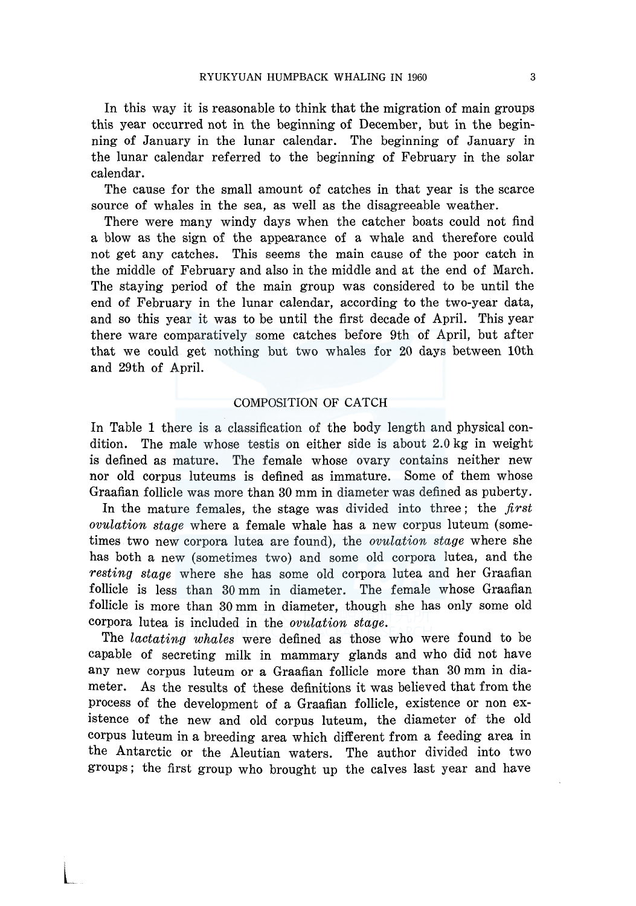In this way it is reasonable to think that the migration of main groups this year occurred not in the beginning of December, but in the beginning of January in the lunar calendar. The beginning of January in the lunar calendar referred to the beginning of February in the solar calendar.

The cause for the small amount of catches in that year is the scarce source of whales in the sea, as well as the disagreeable weather.

There were many windy days when the catcher boats could not find a blow as the sign of the appearance of a whale and therefore could not get any catches. This seems the main cause of the poor catch in the middle of February and also in the middle and at the end of March. The staying period of the main group was considered to be until the end of February in the lunar calendar, according to the two-year data, and so this year it was to be until the first decade of April. This year there ware comparatively some catches before 9th of April, but after that we could get nothing but two whales for 20 days between 10th and 29th of April.

## COMPOSITION OF CATCH

In Table 1 there is a classification of the body length and physical condition. The male whose testis on either side is about 2.0 kg in weight is defined as mature. The female whose ovary contains neither new nor old corpus luteums is defined as immature. Some of them whose Graafian follicle was more than 30 mm in diameter was defined as puberty.

In the mature females, the stage was divided into three; the *first ovulation stage* where a female whale has a new corpus luteum (sometimes two new corpora lutea are found), the *ovulation stage* where she has both a new (sometimes two) and some old corpora lutea, and the *resting stage* where she has some old corpora lutea and her Graafian follicle is less than 30 mm in diameter. The female whose Graafian follicle is more than 30 mm in diameter, though she has only some old corpora lutea is included in the *ovulation stage*.

The *lactating whales* were defined as those who were found to be capable of secreting milk in mammary glands and who did not have any new corpus luteum or a Graafian follicle more than 30 mm in diameter. As the results of these definitions it was believed that from the process of the development of a Graafian follicle, existence or non existence of the new and old corpus luteum, the diameter of the old corpus luteum in a breeding area which different from a feeding area in the Antarctic or the Aleutian waters. The author divided into two groups; the first group who brought up the calves last year and have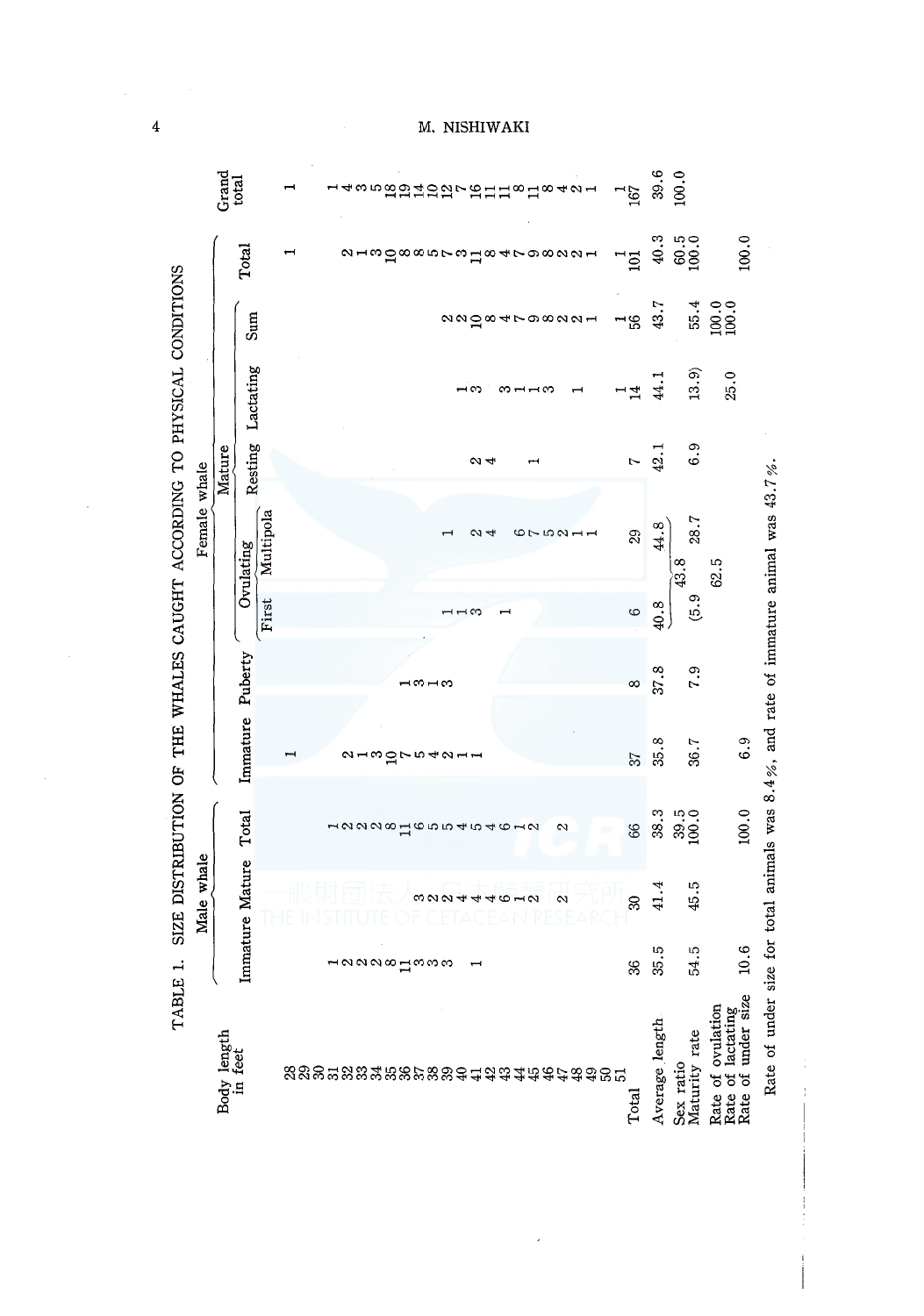TABLE 1. SIZE DISTRIBUTION OF THE WHALES CAUGHT ACCORDING TO PHYSICAL CONDITIONS

| Body length in feet | Male whale | | | Female whale | | | | | | | | Grand total |
|---|---|---|---|---|---|---|---|---|---|---|---|---|
| | | | | | | Mature | | | | | | |
| | | | | | | Ovulating | | | | | | |
| | Immature | Mature | Total | Immature | Puberty | First | Multipola | Resting | Lactating | Sum | Total | |
| 28 | | | | 1 | | | | | | | 1 | 1 |
| 29 | | | | | | | | | | | | |
| 30 | | | | | | | | | | | | |
| 31 | 1 | | 1 | | | | | | | | | 1 |
| 32 | 2 | | 2 | 2 | | | | | | | 2 | 4 |
| 33 | 2 | | 2 | 1 | | | | | | | 1 | 3 |
| 34 | 2 | | 2 | 3 | | | | | | | 3 | 5 |
| 35 | 8 | | 8 | 10 | | | | | | | 10 | 18 |
| 36 | 11 | | 11 | 7 | 1 | | | | | | 8 | 19 |
| 37 | 3 | 3 | 6 | 5 | 3 | | | | | | 8 | 14 |
| 38 | 3 | 2 | 5 | 4 | 1 | | | | | | 5 | 10 |
| 39 | 3 | 2 | 5 | 2 | 3 | 1 | 1 | | | 2 | 7 | 12 |
| 40 | | 4 | 4 | 1 | | 1 | | | 1 | 2 | 3 | 7 |
| 41 | 1 | 4 | 5 | 1 | | 3 | 2 | 2 | 3 | 10 | 11 | 16 |
| 42 | | 4 | 4 | | | | 4 | 4 | | 8 | 8 | 11 |
| 43 | | 6 | 6 | | | 1 | | | 3 | 4 | 4 | 11 |
| 44 | | 1 | 1 | | | | 6 | | 1 | 7 | 7 | 8 |
| 45 | | 2 | 2 | | | | 7 | 1 | 1 | 9 | 9 | 11 |
| 46 | | | | | | | 5 | | 3 | 8 | 8 | 8 |
| 47 | | 2 | 2 | | | | 2 | | | 2 | 2 | 4 |
| 48 | | | | | | | 1 | | 1 | 2 | 2 | 2 |
| 49 | | | | | | | 1 | | | 1 | 1 | 1 |
| 50 | | | | | | | | | | | | |
| 51 | | | | | | | | | 1 | 1 | 1 | 1 |
| Total | 36 | 30 | 66 | 37 | 8 | 6 | 29 | 7 | 14 | 56 | 101 | 167 |
| Average length | 35.5 | 41.4 | 38.3 | 35.8 | 37.8 | 40.8 | 44.8 | 42.1 | 44.1 | 43.7 | 40.3 | 39.6 |
| | | | | | | 43.8 | | | | | | |
| Sex ratio | | | 39.5 | | | | | | | | 60.5 | 100.0 |
| Maturity rate | 54.5 | 45.5 | 100.0 | 36.7 | 7.9 | (5.9 | 28.7 | 6.9 | 13.9) | 55.4 | 100.0 | |
| Rate of ovulation | | | | | | 62.5 | | | | 100.0 | | |
| Rate of lactating | | | | | | | | | 25.0 | 100.0 | | |
| Rate of under size | 10.6 | | 100.0 | 6.9 | | | | | | | 100.0 | |

Rate of under size for total animals was 8.4%, and rate of immature animal was 43.7%.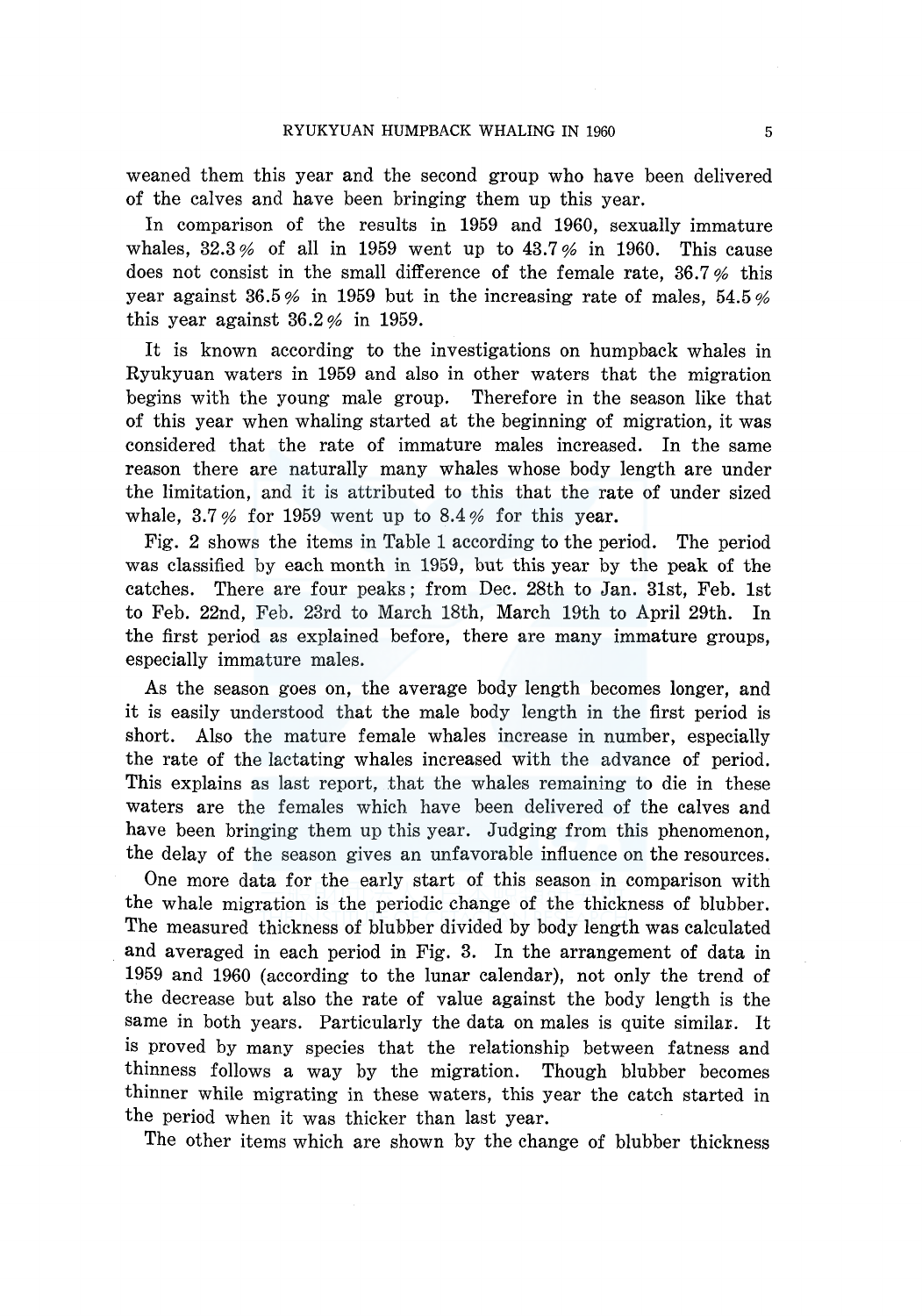weaned them this year and the second group who have been delivered of the calves and have been bringing them up this year.

In comparison of the results in 1959 and 1960, sexually immature whales, 32.3% of all in 1959 went up to 43.7% in 1960. This cause does not consist in the small difference of the female rate, 36.7% this year against 36.5% in 1959 but in the increasing rate of males, 54.5% this year against 36.2% in 1959.

It is known according to the investigations on humpback whales in Ryukyuan waters in 1959 and also in other waters that the migration begins with the young male group. Therefore in the season like that of this year when whaling started at the beginning of migration, it was considered that the rate of immature males increased. In the same reason there are naturally many whales whose body length are under the limitation, and it is attributed to this that the rate of under sized whale, 3.7% for 1959 went up to 8.4% for this year.

Fig. 2 shows the items in Table 1 according to the period. The period was classified by each month in 1959, but this year by the peak of the catches. There are four peaks; from Dec. 28th to Jan. 31st, Feb. 1st to Feb. 22nd, Feb. 23rd to March 18th, March 19th to April 29th. In the first period as explained before, there are many immature groups, especially immature males.

As the season goes on, the average body length becomes longer, and it is easily understood that the male body length in the first period is short. Also the mature female whales increase in number, especially the rate of the lactating whales increased with the advance of period. This explains as last report, that the whales remaining to die in these waters are the females which have been delivered of the calves and have been bringing them up this year. Judging from this phenomenon, the delay of the season gives an unfavorable influence on the resources.

One more data for the early start of this season in comparison with the whale migration is the periodic change of the thickness of blubber. The measured thickness of blubber divided by body length was calculated and averaged in each period in Fig. 3. In the arrangement of data in 1959 and 1960 (according to the lunar calendar), not only the trend of the decrease but also the rate of value against the body length is the same in both years. Particularly the data on males is quite similar. It is proved by many species that the relationship between fatness and thinness follows a way by the migration. Though blubber becomes thinner while migrating in these waters, this year the catch started in the period when it was thicker than last year.

The other items which are shown by the change of blubber thickness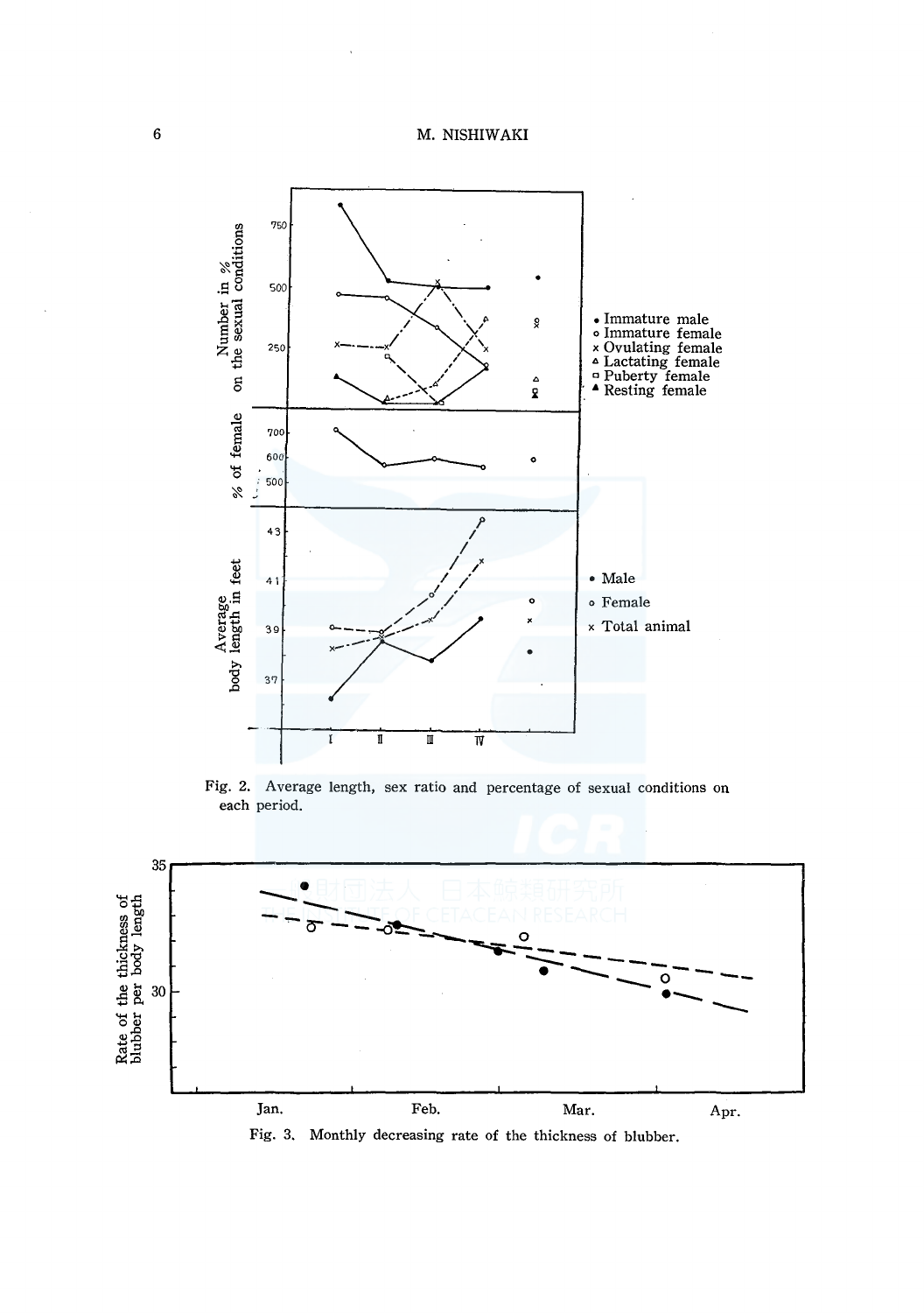Number in % on the sexual conditions

750

500

250

• Immature male
○ Immature female
× Ovulating female
△ Lactating female
□ Puberty female
▲ Resting female

% of female

700

600

500

Average body length in feet

43

41

39

37

• Male
○ Female
× Total animal

I II III IV

Fig. 2. Average length, sex ratio and percentage of sexual conditions on each period.

Rate of the thickness of blubber per body length

35

30

Jan. Feb. Mar. Apr.

Fig. 3. Monthly decreasing rate of the thickness of blubber.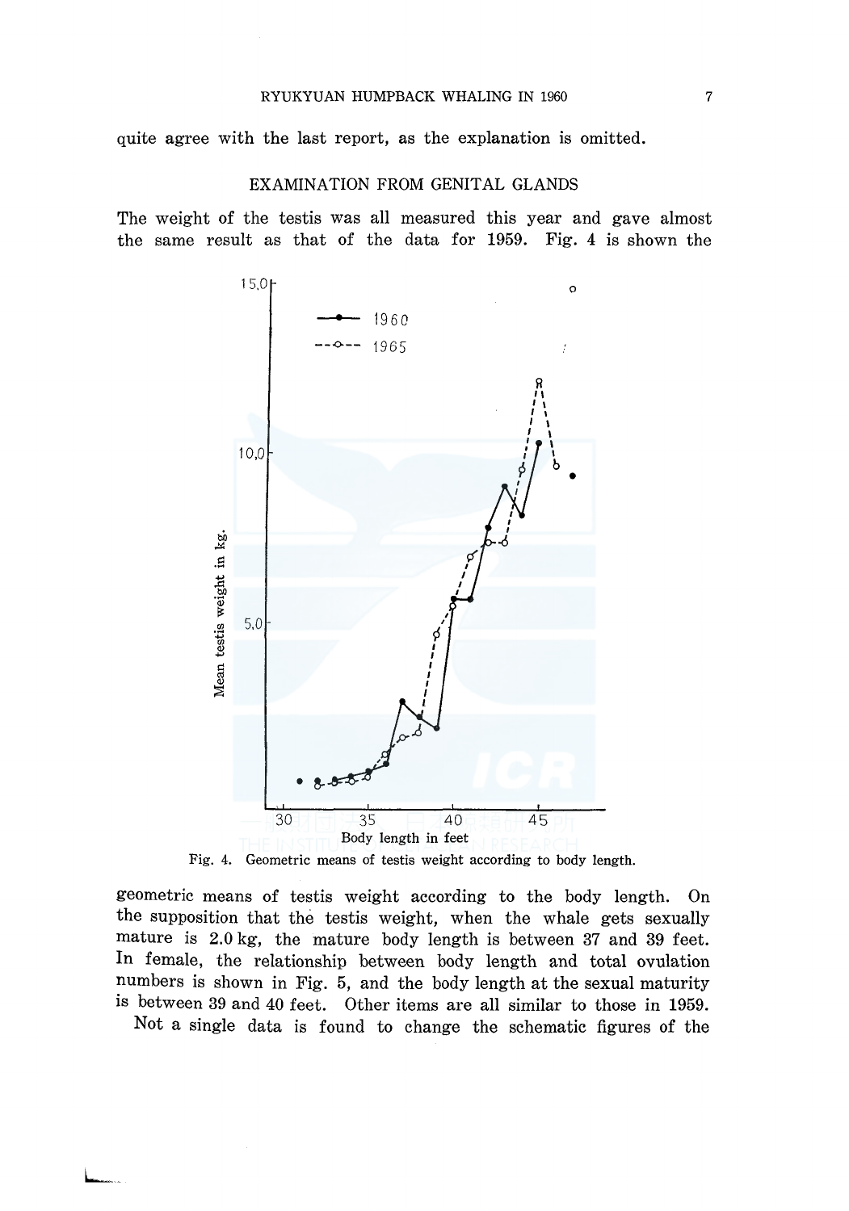quite agree with the last report, as the explanation is omitted.

## EXAMINATION FROM GENITAL GLANDS

The weight of the testis was all measured this year and gave almost the same result as that of the data for 1959. Fig. 4 is shown the

15.0
10.0
5.0
Mean testis weight in kg.
1960
1965
30
35
40
45
Body length in feet

Fig. 4. Geometric means of testis weight according to body length.

geometric means of testis weight according to the body length. On the supposition that the testis weight, when the whale gets sexually mature is 2.0 kg, the mature body length is between 37 and 39 feet. In female, the relationship between body length and total ovulation numbers is shown in Fig. 5, and the body length at the sexual maturity is between 39 and 40 feet. Other items are all similar to those in 1959.

Not a single data is found to change the schematic figures of the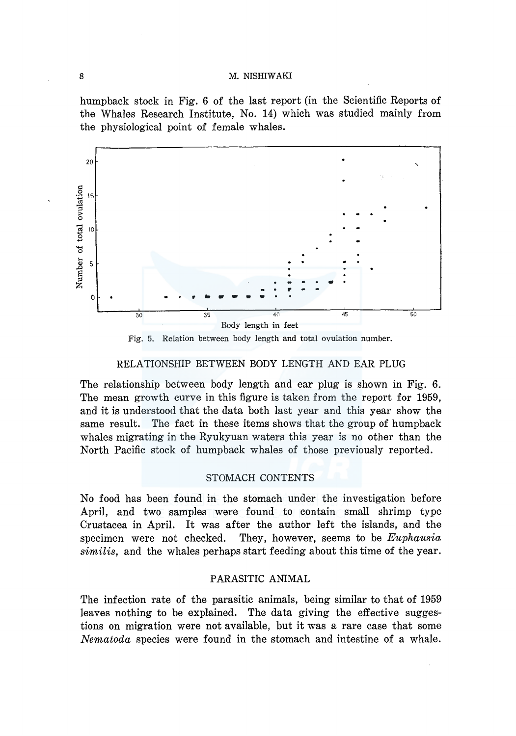humpback stock in Fig. 6 of the last report (in the Scientific Reports of the Whales Research Institute, No. 14) which was studied mainly from the physiological point of female whales.

Number of total ovulation

0
5
10
15
20

30
35
40
45
50

Body length in feet

Fig. 5. Relation between body length and total ovulation number.

## RELATIONSHIP BETWEEN BODY LENGTH AND EAR PLUG

The relationship between body length and ear plug is shown in Fig. 6. The mean growth curve in this figure is taken from the report for 1959, and it is understood that the data both last year and this year show the same result. The fact in these items shows that the group of humpback whales migrating in the Ryukyuan waters this year is no other than the North Pacific stock of humpback whales of those previously reported.

## STOMACH CONTENTS

No food has been found in the stomach under the investigation before April, and two samples were found to contain small shrimp type Crustacea in April. It was after the author left the islands, and the specimen were not checked. They, however, seems to be *Euphausia similis*, and the whales perhaps start feeding about this time of the year.

## PARASITIC ANIMAL

The infection rate of the parasitic animals, being similar to that of 1959 leaves nothing to be explained. The data giving the effective suggestions on migration were not available, but it was a rare case that some *Nematoda* species were found in the stomach and intestine of a whale.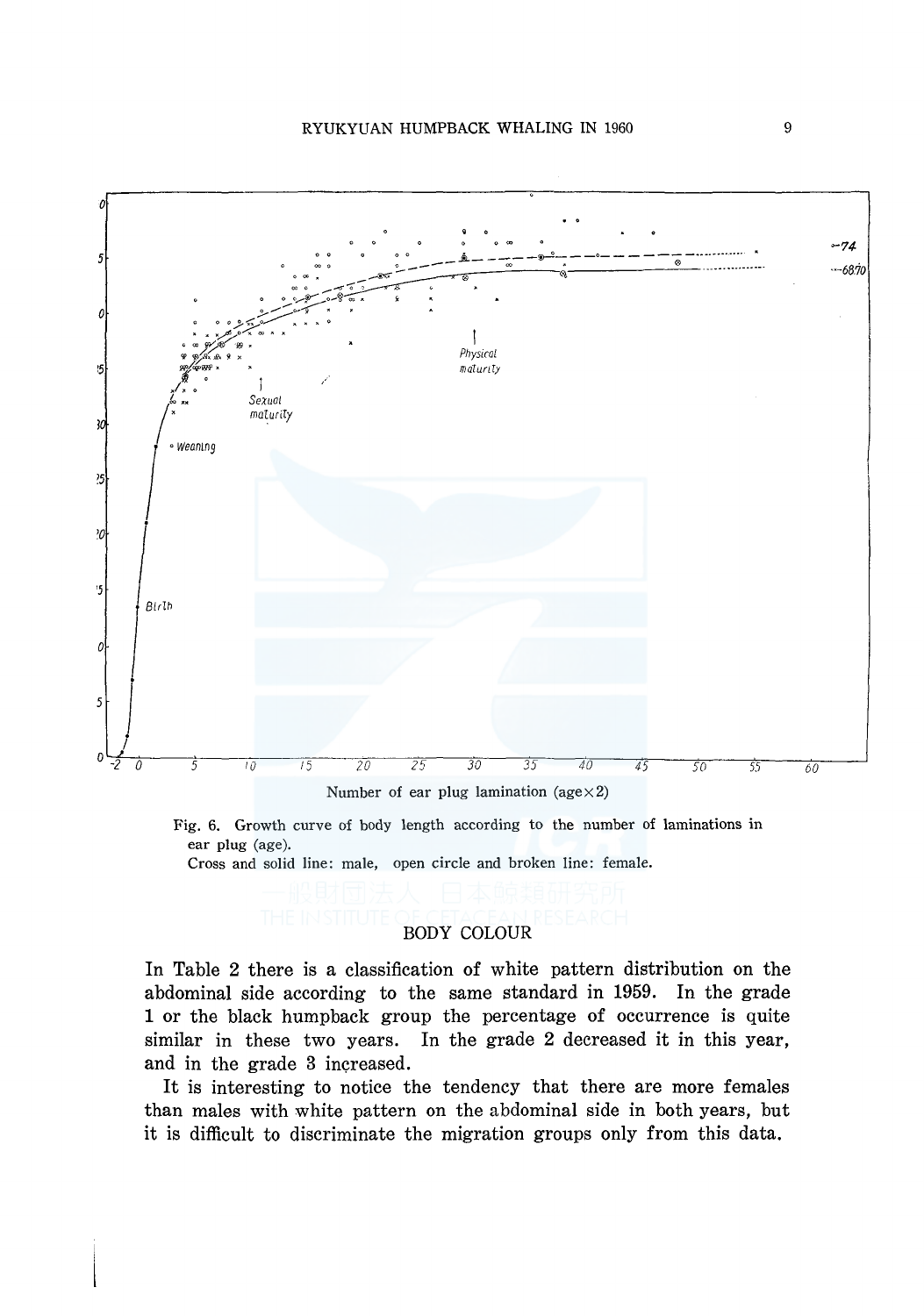0
5
0
5
30
25
20
15
10
5
0

-2 0 5 10 15 20 25 30 35 40 45 50 55 60

Birth

Weaning

Sexual maturity

Physical maturity

74

68.70

Number of ear plug lamination (age×2)

Fig. 6. Growth curve of body length according to the number of laminations in ear plug (age).
Cross and solid line: male, open circle and broken line: female.

## BODY COLOUR

In Table 2 there is a classification of white pattern distribution on the abdominal side according to the same standard in 1959. In the grade 1 or the black humpback group the percentage of occurrence is quite similar in these two years. In the grade 2 decreased it in this year, and in the grade 3 increased.

It is interesting to notice the tendency that there are more females than males with white pattern on the abdominal side in both years, but it is difficult to discriminate the migration groups only from this data.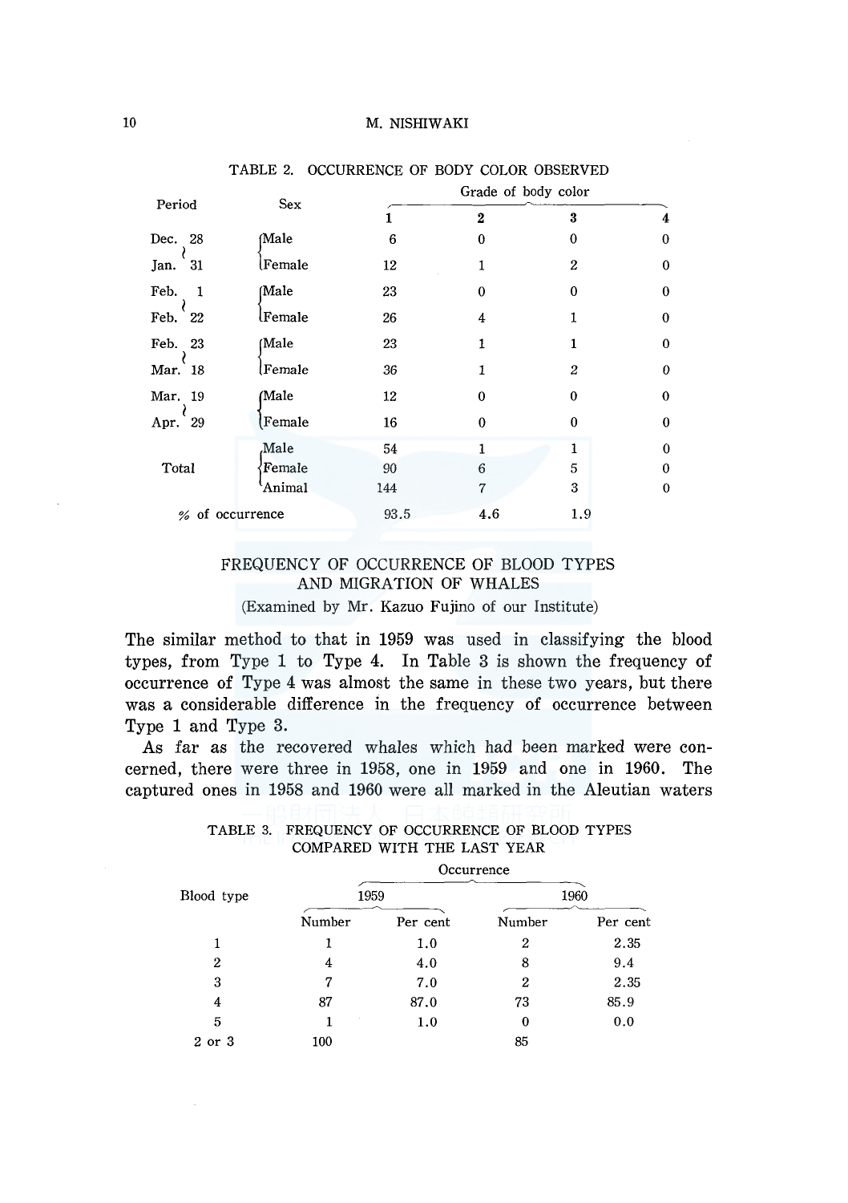TABLE 2. OCCURRENCE OF BODY COLOR OBSERVED

| Period | Sex | Grade of body color | | | |
|---|---|---|---|---|---|
| | | 1 | 2 | 3 | 4 |
| Dec. 28 ~ Jan. 31 | Male | 6 | 0 | 0 | 0 |
| | Female | 12 | 1 | 2 | 0 |
| Feb. 1 ~ Feb. 22 | Male | 23 | 0 | 0 | 0 |
| | Female | 26 | 4 | 1 | 0 |
| Feb. 23 ~ Mar. 18 | Male | 23 | 1 | 1 | 0 |
| | Female | 36 | 1 | 2 | 0 |
| Mar. 19 ~ Apr. 29 | Male | 12 | 0 | 0 | 0 |
| | Female | 16 | 0 | 0 | 0 |
| Total | Male | 54 | 1 | 1 | 0 |
| | Female | 90 | 6 | 5 | 0 |
| | Animal | 144 | 7 | 3 | 0 |
| % of occurrence | | 93.5 | 4.6 | 1.9 | |

## FREQUENCY OF OCCURRENCE OF BLOOD TYPES AND MIGRATION OF WHALES

(Examined by Mr. Kazuo Fujino of our Institute)

The similar method to that in 1959 was used in classifying the blood types, from Type 1 to Type 4. In Table 3 is shown the frequency of occurrence of Type 4 was almost the same in these two years, but there was a considerable difference in the frequency of occurrence between Type 1 and Type 3.

As far as the recovered whales which had been marked were concerned, there were three in 1958, one in 1959 and one in 1960. The captured ones in 1958 and 1960 were all marked in the Aleutian waters

TABLE 3. FREQUENCY OF OCCURRENCE OF BLOOD TYPES COMPARED WITH THE LAST YEAR

| Blood type | Occurrence | | | |
|---|---|---|---|---|
| | 1959 | | 1960 | |
| | Number | Per cent | Number | Per cent |
| 1 | 1 | 1.0 | 2 | 2.35 |
| 2 | 4 | 4.0 | 8 | 9.4 |
| 3 | 7 | 7.0 | 2 | 2.35 |
| 4 | 87 | 87.0 | 73 | 85.9 |
| 5 | 1 | 1.0 | 0 | 0.0 |
| 2 or 3 | 100 | | 85 | |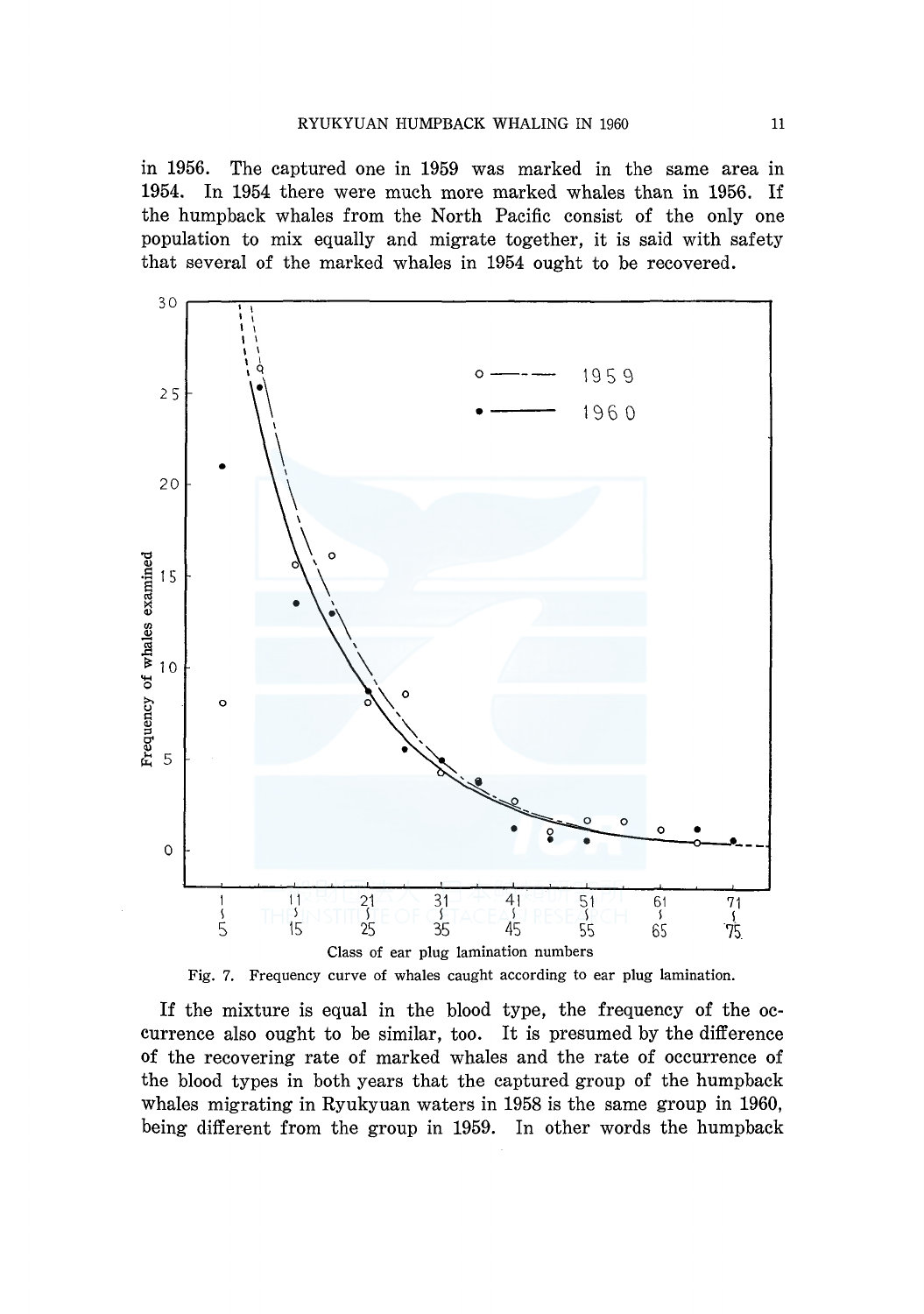in 1956. The captured one in 1959 was marked in the same area in 1954. In 1954 there were much more marked whales than in 1956. If the humpback whales from the North Pacific consist of the only one population to mix equally and migrate together, it is said with safety that several of the marked whales in 1954 ought to be recovered.

30
25
20
15
10
5
0

Frequency of whales examined

○ ------ 1959
● ——— 1960

1 ~ 5, 11 ~ 15, 21 ~ 25, 31 ~ 35, 41 ~ 45, 51 ~ 55, 61 ~ 65, 71 ~ 75

Class of ear plug lamination numbers

Fig. 7. Frequency curve of whales caught according to ear plug lamination.

If the mixture is equal in the blood type, the frequency of the occurrence also ought to be similar, too. It is presumed by the difference of the recovering rate of marked whales and the rate of occurrence of the blood types in both years that the captured group of the humpback whales migrating in Ryukyuan waters in 1958 is the same group in 1960, being different from the group in 1959. In other words the humpback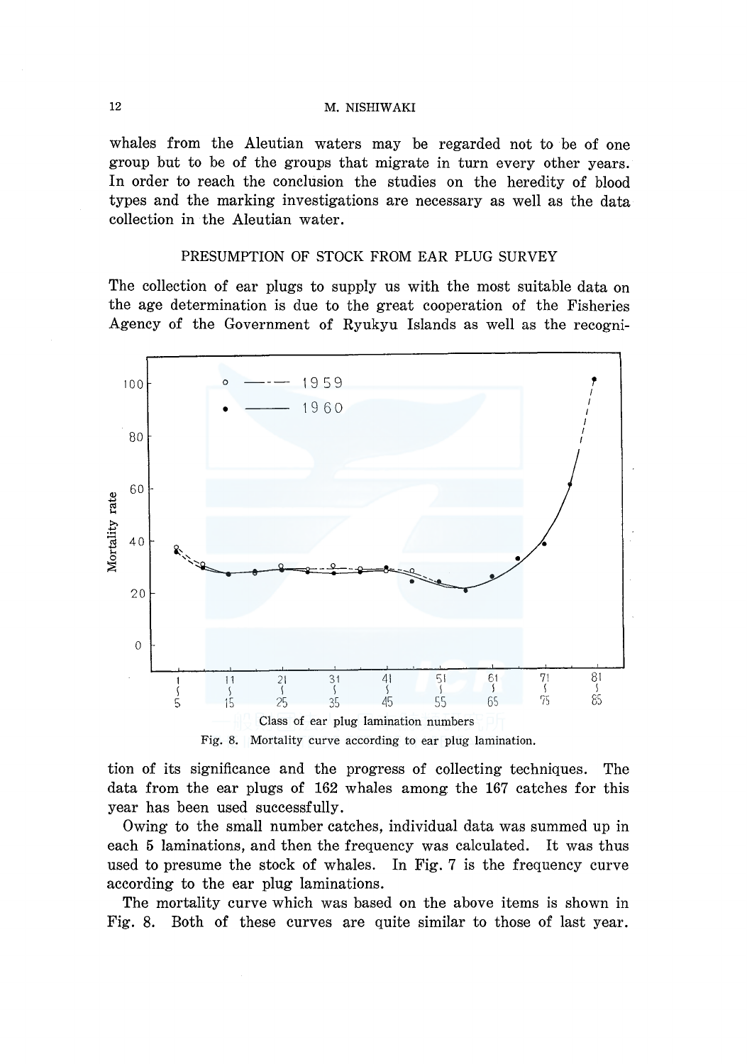whales from the Aleutian waters may be regarded not to be of one group but to be of the groups that migrate in turn every other years. In order to reach the conclusion the studies on the heredity of blood types and the marking investigations are necessary as well as the data collection in the Aleutian water.

## PRESUMPTION OF STOCK FROM EAR PLUG SURVEY

The collection of ear plugs to supply us with the most suitable data on the age determination is due to the great cooperation of the Fisheries Agency of the Government of Ryukyu Islands as well as the recogni-

o —·— 1959

• —— 1960

Mortality rate

100
80
60
40
20
0

1-5
11-15
21-25
31-35
41-45
51-55
61-65
71-75
81-85

Class of ear plug lamination numbers

Fig. 8. Mortality curve according to ear plug lamination.

tion of its significance and the progress of collecting techniques. The data from the ear plugs of 162 whales among the 167 catches for this year has been used successfully.

Owing to the small number catches, individual data was summed up in each 5 laminations, and then the frequency was calculated. It was thus used to presume the stock of whales. In Fig. 7 is the frequency curve according to the ear plug laminations.

The mortality curve which was based on the above items is shown in Fig. 8. Both of these curves are quite similar to those of last year.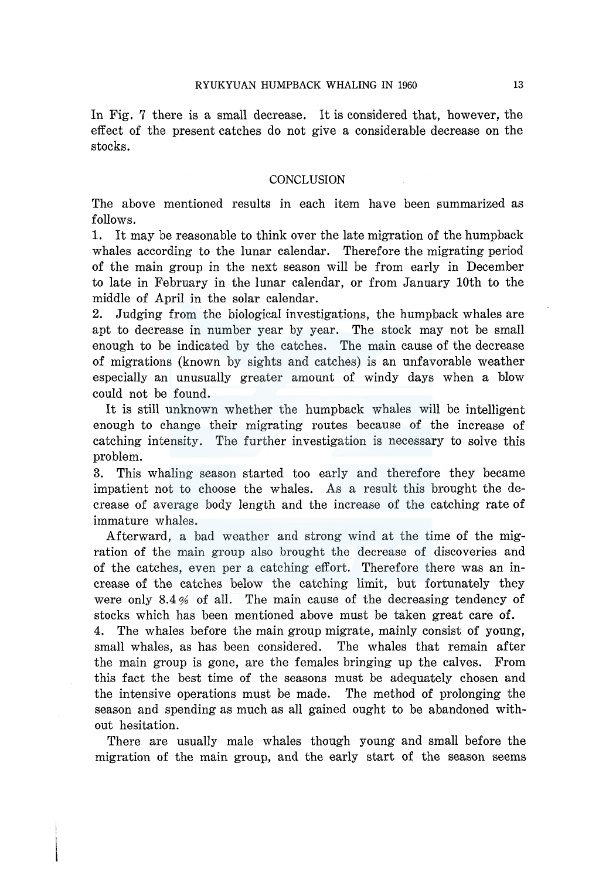In Fig. 7 there is a small decrease. It is considered that, however, the effect of the present catches do not give a considerable decrease on the stocks.

## CONCLUSION

The above mentioned results in each item have been summarized as follows.

1. It may be reasonable to think over the late migration of the humpback whales according to the lunar calendar. Therefore the migrating period of the main group in the next season will be from early in December to late in February in the lunar calendar, or from January 10th to the middle of April in the solar calendar.

2. Judging from the biological investigations, the humpback whales are apt to decrease in number year by year. The stock may not be small enough to be indicated by the catches. The main cause of the decrease of migrations (known by sights and catches) is an unfavorable weather especially an unusually greater amount of windy days when a blow could not be found.

It is still unknown whether the humpback whales will be intelligent enough to change their migrating routes because of the increase of catching intensity. The further investigation is necessary to solve this problem.

3. This whaling season started too early and therefore they became impatient not to choose the whales. As a result this brought the decrease of average body length and the increase of the catching rate of immature whales.

Afterward, a bad weather and strong wind at the time of the migration of the main group also brought the decrease of discoveries and of the catches, even per a catching effort. Therefore there was an increase of the catches below the catching limit, but fortunately they were only 8.4% of all. The main cause of the decreasing tendency of stocks which has been mentioned above must be taken great care of.

4. The whales before the main group migrate, mainly consist of young, small whales, as has been considered. The whales that remain after the main group is gone, are the females bringing up the calves. From this fact the best time of the seasons must be adequately chosen and the intensive operations must be made. The method of prolonging the season and spending as much as all gained ought to be abandoned without hesitation.

There are usually male whales though young and small before the migration of the main group, and the early start of the season seems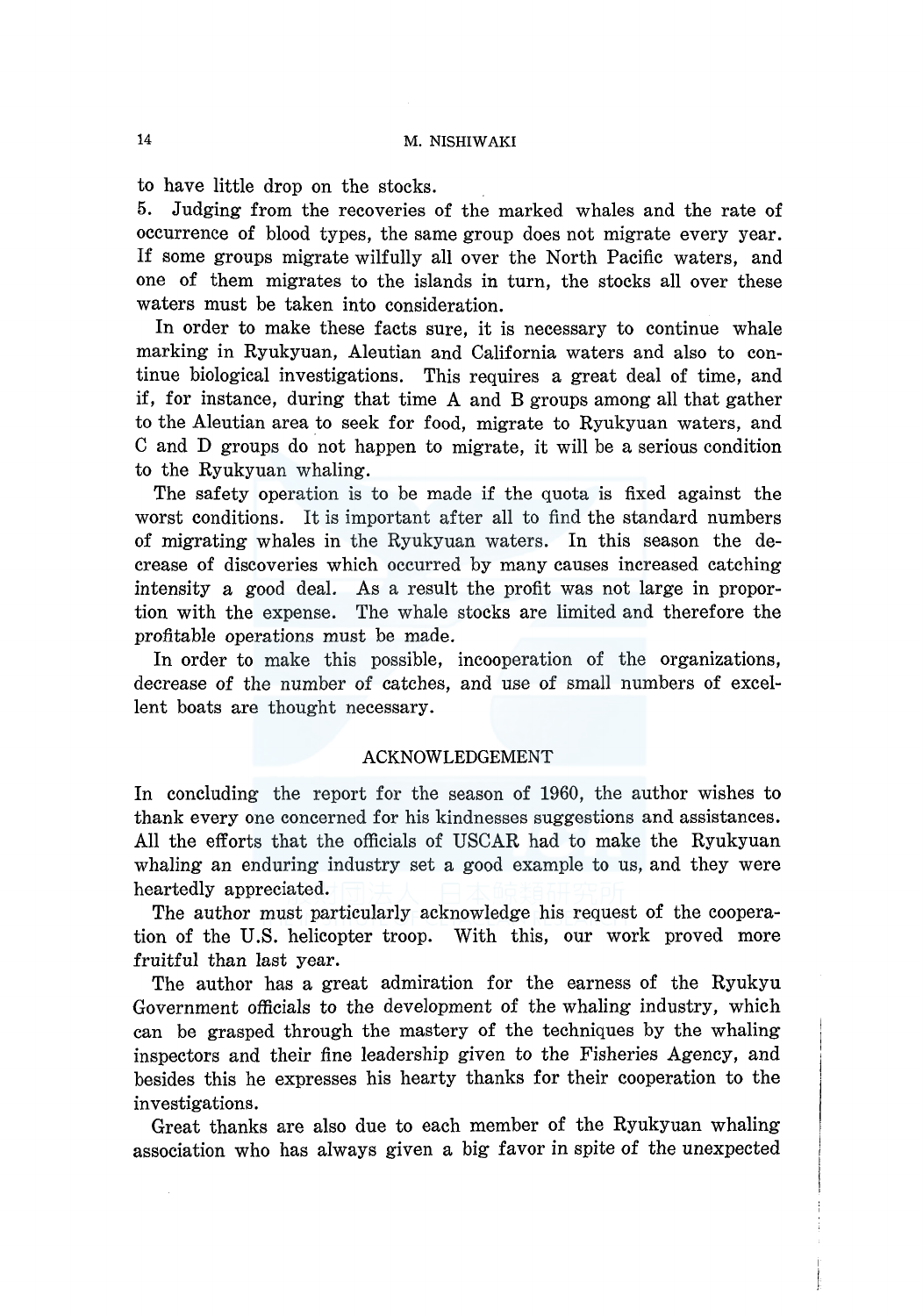to have little drop on the stocks.

5. Judging from the recoveries of the marked whales and the rate of occurrence of blood types, the same group does not migrate every year. If some groups migrate wilfully all over the North Pacific waters, and one of them migrates to the islands in turn, the stocks all over these waters must be taken into consideration.

In order to make these facts sure, it is necessary to continue whale marking in Ryukyuan, Aleutian and California waters and also to continue biological investigations. This requires a great deal of time, and if, for instance, during that time A and B groups among all that gather to the Aleutian area to seek for food, migrate to Ryukyuan waters, and C and D groups do not happen to migrate, it will be a serious condition to the Ryukyuan whaling.

The safety operation is to be made if the quota is fixed against the worst conditions. It is important after all to find the standard numbers of migrating whales in the Ryukyuan waters. In this season the decrease of discoveries which occurred by many causes increased catching intensity a good deal. As a result the profit was not large in proportion with the expense. The whale stocks are limited and therefore the profitable operations must be made.

In order to make this possible, incooperation of the organizations, decrease of the number of catches, and use of small numbers of excellent boats are thought necessary.

## ACKNOWLEDGEMENT

In concluding the report for the season of 1960, the author wishes to thank every one concerned for his kindnesses suggestions and assistances. All the efforts that the officials of USCAR had to make the Ryukyuan whaling an enduring industry set a good example to us, and they were heartedly appreciated.

The author must particularly acknowledge his request of the cooperation of the U.S. helicopter troop. With this, our work proved more fruitful than last year.

The author has a great admiration for the earness of the Ryukyu Government officials to the development of the whaling industry, which can be grasped through the mastery of the techniques by the whaling inspectors and their fine leadership given to the Fisheries Agency, and besides this he expresses his hearty thanks for their cooperation to the investigations.

Great thanks are also due to each member of the Ryukyuan whaling association who has always given a big favor in spite of the unexpected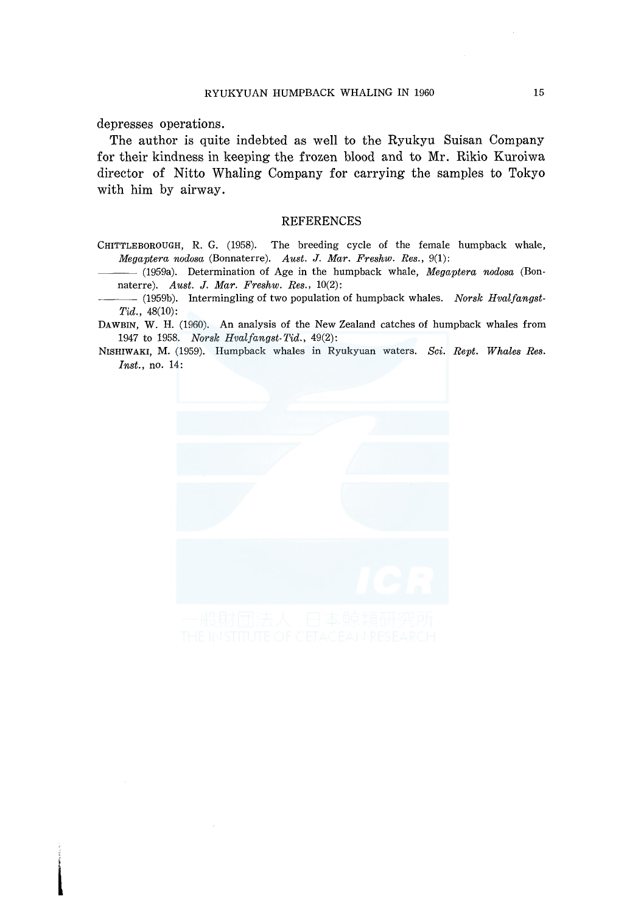depresses operations.

The author is quite indebted as well to the Ryukyu Suisan Company for their kindness in keeping the frozen blood and to Mr. Rikio Kuroiwa director of Nitto Whaling Company for carrying the samples to Tokyo with him by airway.

## REFERENCES

CHITTLEBOROUGH, R. G. (1958). The breeding cycle of the female humpback whale, *Megaptera nodosa* (Bonnaterre). *Aust. J. Mar. Freshw. Res.*, 9(1):

——— (1959a). Determination of Age in the humpback whale, *Megaptera nodosa* (Bonnaterre). *Aust. J. Mar. Freshw. Res.*, 10(2):

——— (1959b). Intermingling of two population of humpback whales. *Norsk Hvalfangst-Tid.*, 48(10):

DAWBIN, W. H. (1960). An analysis of the New Zealand catches of humpback whales from 1947 to 1958. *Norsk Hvalfangst-Tid.*, 49(2):

NISHIWAKI, M. (1959). Humpback whales in Ryukyuan waters. *Sci. Rept. Whales Res. Inst.*, no. 14: